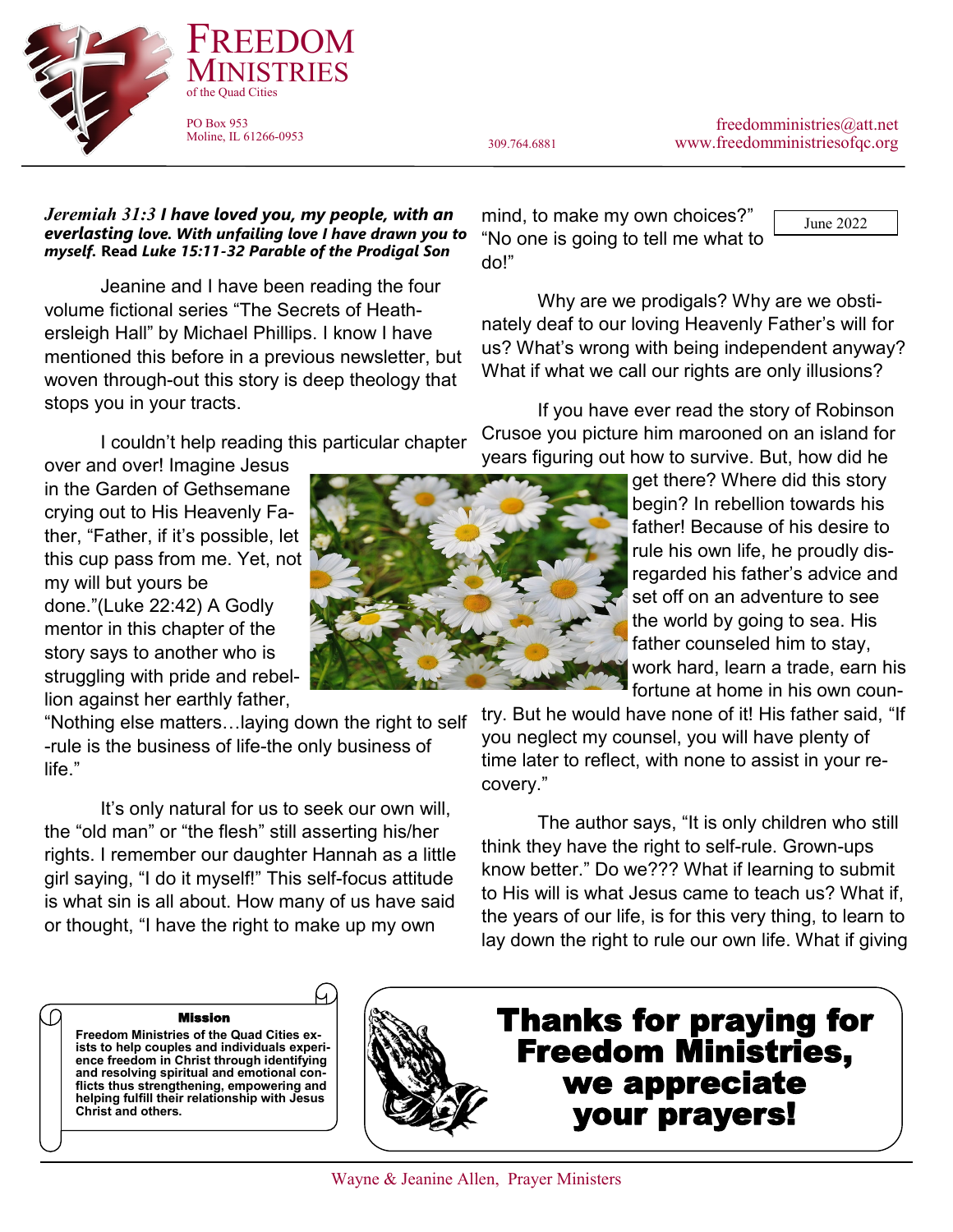# FREEDOM MINISTRIES

of the Quad Cities

PO Box 953
Moline, IL 61266-0953

309.764.6881

freedomministries@att.net
www.freedomministriesofqc.org

June 2022

***Jeremiah 31:3* I have loved you, my people, with an everlasting love. With unfailing love I have drawn you to myself. Read *Luke 15:11-32 Parable of the Prodigal Son***

Jeanine and I have been reading the four volume fictional series "The Secrets of Heathersleigh Hall" by Michael Phillips. I know I have mentioned this before in a previous newsletter, but woven through-out this story is deep theology that stops you in your tracts.

I couldn't help reading this particular chapter over and over! Imagine Jesus in the Garden of Gethsemane crying out to His Heavenly Father, "Father, if it's possible, let this cup pass from me. Yet, not my will but yours be done."(Luke 22:42) A Godly mentor in this chapter of the story says to another who is struggling with pride and rebellion against her earthly father, "Nothing else matters…laying down the right to self-rule is the business of life-the only business of life."

It's only natural for us to seek our own will, the "old man" or "the flesh" still asserting his/her rights. I remember our daughter Hannah as a little girl saying, "I do it myself!" This self-focus attitude is what sin is all about. How many of us have said or thought, "I have the right to make up my own mind, to make my own choices?" "No one is going to tell me what to do!"

Why are we prodigals? Why are we obstinately deaf to our loving Heavenly Father's will for us? What's wrong with being independent anyway? What if what we call our rights are only illusions?

If you have ever read the story of Robinson Crusoe you picture him marooned on an island for years figuring out how to survive. But, how did he get there? Where did this story begin? In rebellion towards his father! Because of his desire to rule his own life, he proudly disregarded his father's advice and set off on an adventure to see the world by going to sea. His father counseled him to stay, work hard, learn a trade, earn his fortune at home in his own country. But he would have none of it! His father said, "If you neglect my counsel, you will have plenty of time later to reflect, with none to assist in your recovery."

The author says, "It is only children who still think they have the right to self-rule. Grown-ups know better." Do we??? What if learning to submit to His will is what Jesus came to teach us? What if, the years of our life, is for this very thing, to learn to lay down the right to rule our own life. What if giving

**Mission**

**Freedom Ministries of the Quad Cities exists to help couples and individuals experience freedom in Christ through identifying and resolving spiritual and emotional conflicts thus strengthening, empowering and helping fulfill their relationship with Jesus Christ and others.**

**Thanks for praying for Freedom Ministries, we appreciate your prayers!**

Wayne & Jeanine Allen, Prayer Ministers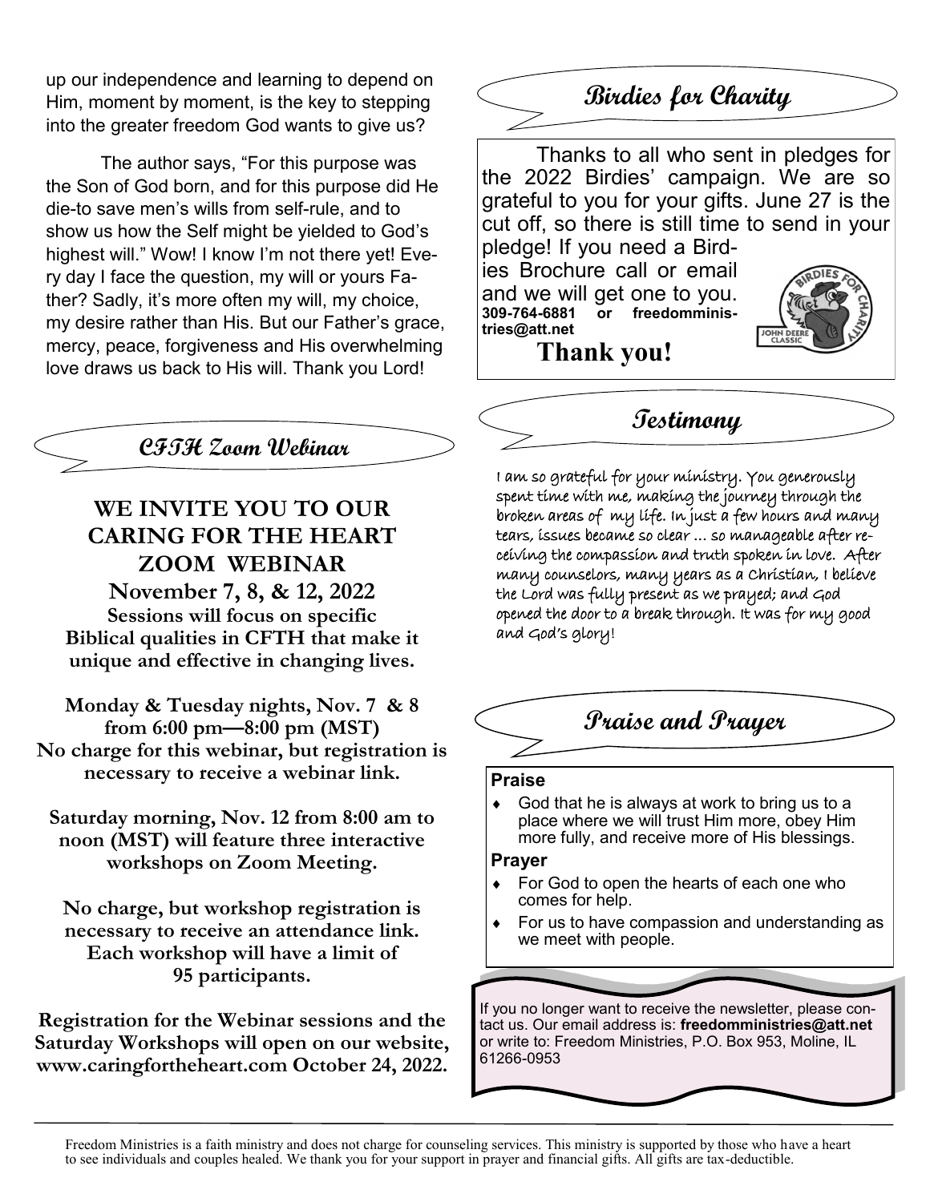up our independence and learning to depend on Him, moment by moment, is the key to stepping into the greater freedom God wants to give us?

The author says, "For this purpose was the Son of God born, and for this purpose did He die-to save men's wills from self-rule, and to show us how the Self might be yielded to God's highest will." Wow! I know I'm not there yet! Every day I face the question, my will or yours Father? Sadly, it's more often my will, my choice, my desire rather than His. But our Father's grace, mercy, peace, forgiveness and His overwhelming love draws us back to His will. Thank you Lord!

## CFTH Zoom Webinar

**WE INVITE YOU TO OUR CARING FOR THE HEART ZOOM WEBINAR**

**November 7, 8, & 12, 2022**

**Sessions will focus on specific Biblical qualities in CFTH that make it unique and effective in changing lives.**

**Monday & Tuesday nights, Nov. 7 & 8 from 6:00 pm—8:00 pm (MST)**
**No charge for this webinar, but registration is necessary to receive a webinar link.**

**Saturday morning, Nov. 12 from 8:00 am to noon (MST) will feature three interactive workshops on Zoom Meeting.**

**No charge, but workshop registration is necessary to receive an attendance link. Each workshop will have a limit of 95 participants.**

**Registration for the Webinar sessions and the Saturday Workshops will open on our website, www.caringfortheheart.com October 24, 2022.**

## Birdies for Charity

Thanks to all who sent in pledges for the 2022 Birdies' campaign. We are so grateful to you for your gifts. June 27 is the cut off, so there is still time to send in your pledge! If you need a Birdies Brochure call or email and we will get one to you. **309-764-6881 or freedomministries@att.net**

**Thank you!**

## Testimony

*I am so grateful for your ministry. You generously spent time with me, making the journey through the broken areas of my life. In just a few hours and many tears, issues became so clear ... so manageable after receiving the compassion and truth spoken in love. After many counselors, many years as a Christian, I believe the Lord was fully present as we prayed; and God opened the door to a break through. It was for my good and God's glory!*

## Praise and Prayer

**Praise**

- God that he is always at work to bring us to a place where we will trust Him more, obey Him more fully, and receive more of His blessings.

**Prayer**

- For God to open the hearts of each one who comes for help.
- For us to have compassion and understanding as we meet with people.

If you no longer want to receive the newsletter, please contact us. Our email address is: **freedomministries@att.net** or write to: Freedom Ministries, P.O. Box 953, Moline, IL 61266-0953

Freedom Ministries is a faith ministry and does not charge for counseling services. This ministry is supported by those who have a heart to see individuals and couples healed. We thank you for your support in prayer and financial gifts. All gifts are tax-deductible.